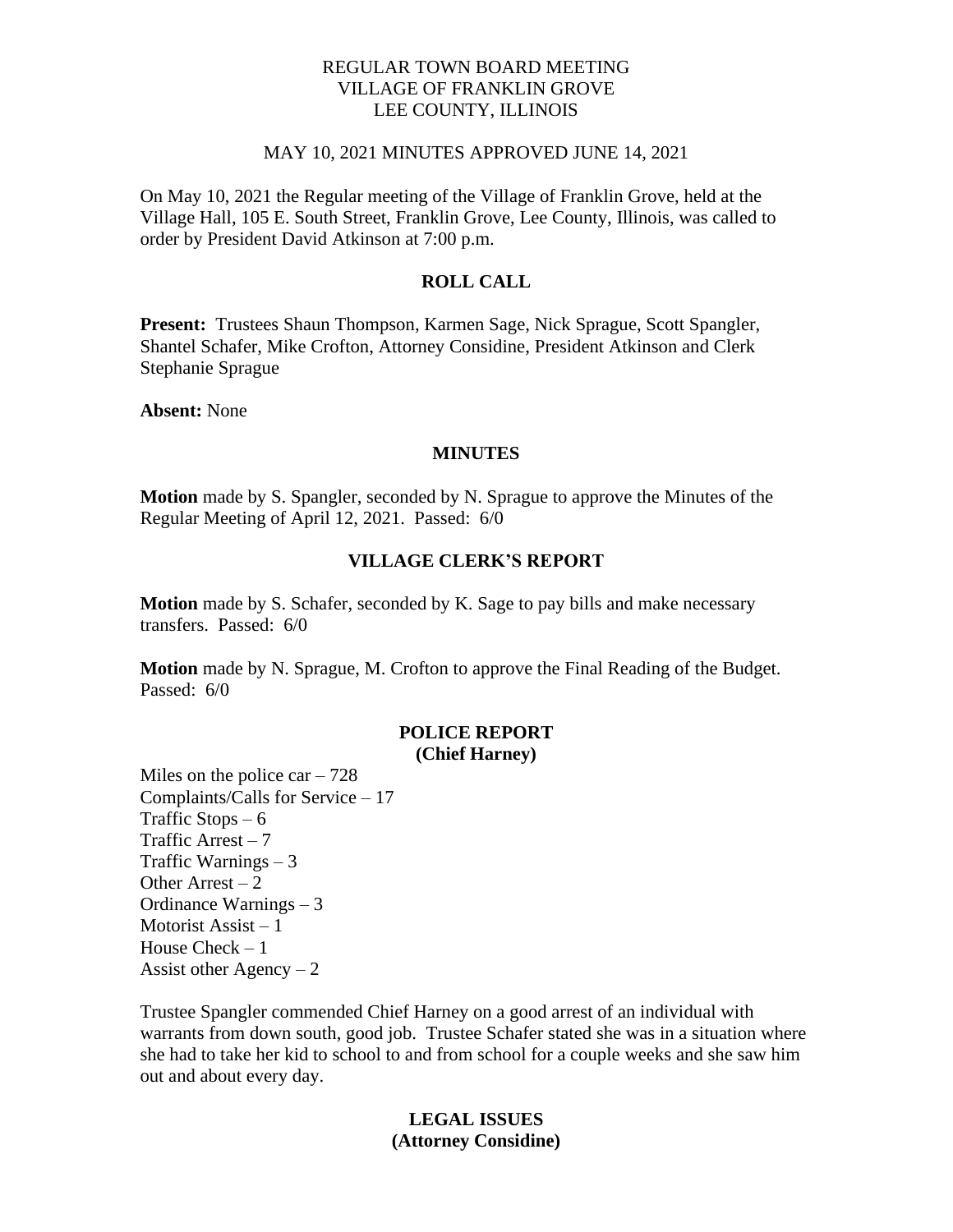REGULAR TOWN BOARD MEETING
VILLAGE OF FRANKLIN GROVE
LEE COUNTY, ILLINOIS

MAY 10, 2021 MINUTES APPROVED JUNE 14, 2021

On May 10, 2021 the Regular meeting of the Village of Franklin Grove, held at the Village Hall, 105 E. South Street, Franklin Grove, Lee County, Illinois, was called to order by President David Atkinson at 7:00 p.m.

## ROLL CALL

**Present:** Trustees Shaun Thompson, Karmen Sage, Nick Sprague, Scott Spangler, Shantel Schafer, Mike Crofton, Attorney Considine, President Atkinson and Clerk Stephanie Sprague

**Absent:** None

## MINUTES

**Motion** made by S. Spangler, seconded by N. Sprague to approve the Minutes of the Regular Meeting of April 12, 2021. Passed: 6/0

## VILLAGE CLERK'S REPORT

**Motion** made by S. Schafer, seconded by K. Sage to pay bills and make necessary transfers. Passed: 6/0

**Motion** made by N. Sprague, M. Crofton to approve the Final Reading of the Budget. Passed: 6/0

## POLICE REPORT
**(Chief Harney)**

Miles on the police car – 728
Complaints/Calls for Service – 17
Traffic Stops – 6
Traffic Arrest – 7
Traffic Warnings – 3
Other Arrest – 2
Ordinance Warnings – 3
Motorist Assist – 1
House Check – 1
Assist other Agency – 2

Trustee Spangler commended Chief Harney on a good arrest of an individual with warrants from down south, good job. Trustee Schafer stated she was in a situation where she had to take her kid to school to and from school for a couple weeks and she saw him out and about every day.

## LEGAL ISSUES
**(Attorney Considine)**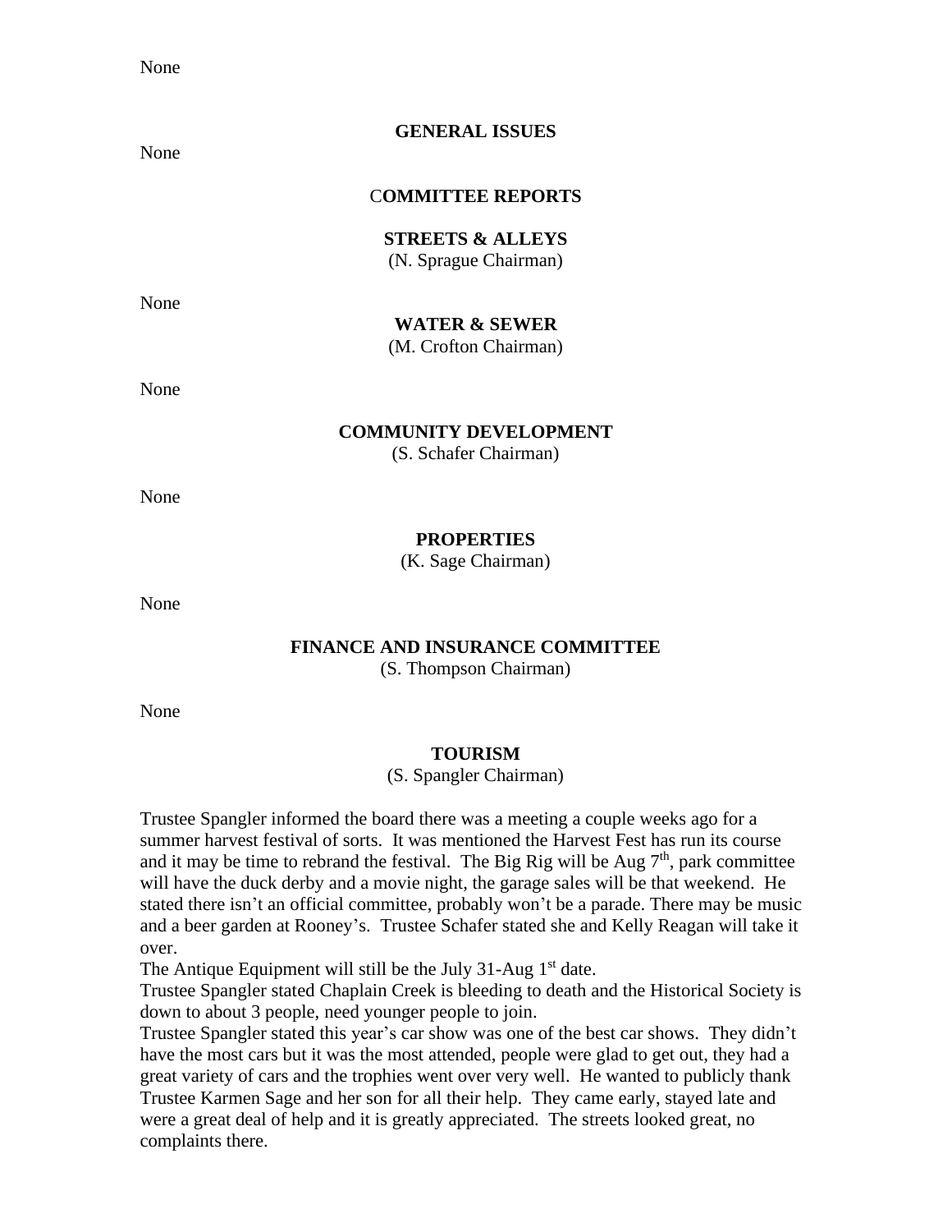None

**GENERAL ISSUES**

None

**COMMITTEE REPORTS**

**STREETS & ALLEYS**
(N. Sprague Chairman)

None

**WATER & SEWER**
(M. Crofton Chairman)

None

**COMMUNITY DEVELOPMENT**
(S. Schafer Chairman)

None

**PROPERTIES**
(K. Sage Chairman)

None

**FINANCE AND INSURANCE COMMITTEE**
(S. Thompson Chairman)

None

**TOURISM**
(S. Spangler Chairman)

Trustee Spangler informed the board there was a meeting a couple weeks ago for a summer harvest festival of sorts. It was mentioned the Harvest Fest has run its course and it may be time to rebrand the festival. The Big Rig will be Aug 7th, park committee will have the duck derby and a movie night, the garage sales will be that weekend. He stated there isn't an official committee, probably won't be a parade. There may be music and a beer garden at Rooney's. Trustee Schafer stated she and Kelly Reagan will take it over.
The Antique Equipment will still be the July 31-Aug 1st date.
Trustee Spangler stated Chaplain Creek is bleeding to death and the Historical Society is down to about 3 people, need younger people to join.
Trustee Spangler stated this year's car show was one of the best car shows. They didn't have the most cars but it was the most attended, people were glad to get out, they had a great variety of cars and the trophies went over very well. He wanted to publicly thank Trustee Karmen Sage and her son for all their help. They came early, stayed late and were a great deal of help and it is greatly appreciated. The streets looked great, no complaints there.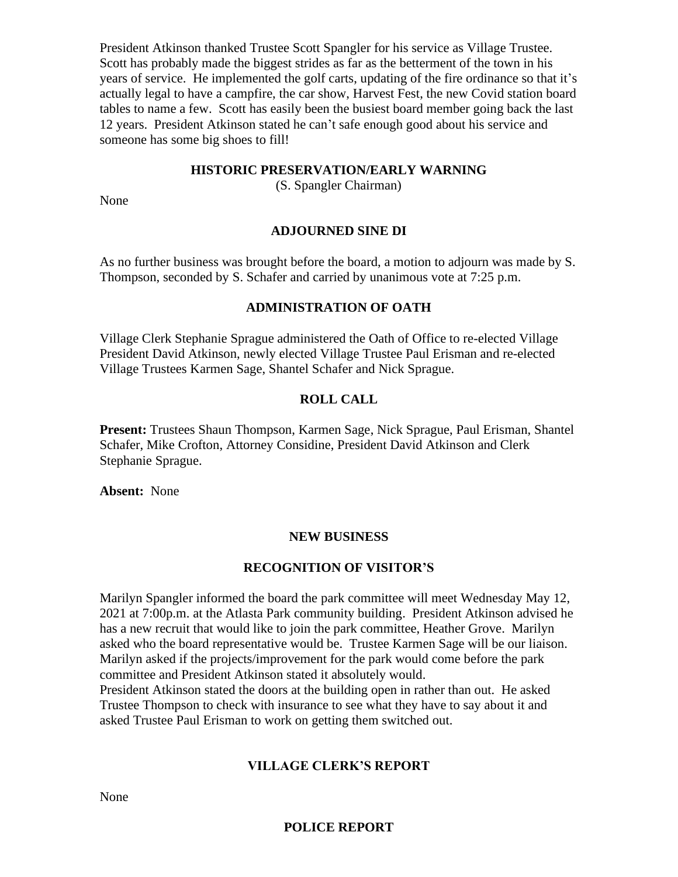President Atkinson thanked Trustee Scott Spangler for his service as Village Trustee. Scott has probably made the biggest strides as far as the betterment of the town in his years of service. He implemented the golf carts, updating of the fire ordinance so that it's actually legal to have a campfire, the car show, Harvest Fest, the new Covid station board tables to name a few. Scott has easily been the busiest board member going back the last 12 years. President Atkinson stated he can't safe enough good about his service and someone has some big shoes to fill!

## HISTORIC PRESERVATION/EARLY WARNING

(S. Spangler Chairman)

None

## ADJOURNED SINE DI

As no further business was brought before the board, a motion to adjourn was made by S. Thompson, seconded by S. Schafer and carried by unanimous vote at 7:25 p.m.

## ADMINISTRATION OF OATH

Village Clerk Stephanie Sprague administered the Oath of Office to re-elected Village President David Atkinson, newly elected Village Trustee Paul Erisman and re-elected Village Trustees Karmen Sage, Shantel Schafer and Nick Sprague.

## ROLL CALL

**Present:** Trustees Shaun Thompson, Karmen Sage, Nick Sprague, Paul Erisman, Shantel Schafer, Mike Crofton, Attorney Considine, President David Atkinson and Clerk Stephanie Sprague.

**Absent:** None

## NEW BUSINESS

## RECOGNITION OF VISITOR'S

Marilyn Spangler informed the board the park committee will meet Wednesday May 12, 2021 at 7:00p.m. at the Atlasta Park community building. President Atkinson advised he has a new recruit that would like to join the park committee, Heather Grove. Marilyn asked who the board representative would be. Trustee Karmen Sage will be our liaison. Marilyn asked if the projects/improvement for the park would come before the park committee and President Atkinson stated it absolutely would.
President Atkinson stated the doors at the building open in rather than out. He asked Trustee Thompson to check with insurance to see what they have to say about it and asked Trustee Paul Erisman to work on getting them switched out.

## VILLAGE CLERK'S REPORT

None

## POLICE REPORT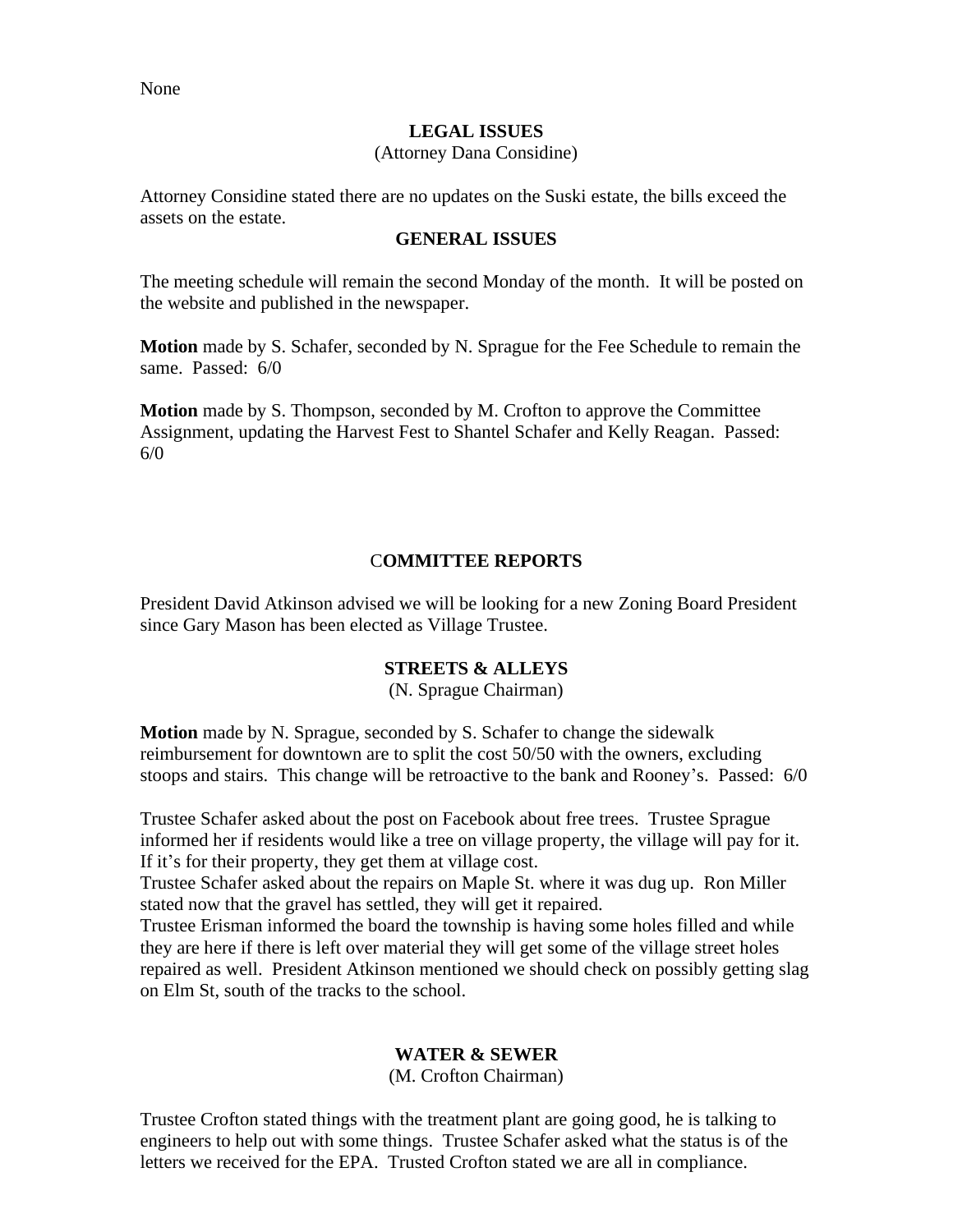None

## LEGAL ISSUES

(Attorney Dana Considine)

Attorney Considine stated there are no updates on the Suski estate, the bills exceed the assets on the estate.

## GENERAL ISSUES

The meeting schedule will remain the second Monday of the month. It will be posted on the website and published in the newspaper.

**Motion** made by S. Schafer, seconded by N. Sprague for the Fee Schedule to remain the same. Passed: 6/0

**Motion** made by S. Thompson, seconded by M. Crofton to approve the Committee Assignment, updating the Harvest Fest to Shantel Schafer and Kelly Reagan. Passed: 6/0

## COMMITTEE REPORTS

President David Atkinson advised we will be looking for a new Zoning Board President since Gary Mason has been elected as Village Trustee.

### STREETS & ALLEYS

(N. Sprague Chairman)

**Motion** made by N. Sprague, seconded by S. Schafer to change the sidewalk reimbursement for downtown are to split the cost 50/50 with the owners, excluding stoops and stairs. This change will be retroactive to the bank and Rooney's. Passed: 6/0

Trustee Schafer asked about the post on Facebook about free trees. Trustee Sprague informed her if residents would like a tree on village property, the village will pay for it. If it's for their property, they get them at village cost.
Trustee Schafer asked about the repairs on Maple St. where it was dug up. Ron Miller stated now that the gravel has settled, they will get it repaired.
Trustee Erisman informed the board the township is having some holes filled and while they are here if there is left over material they will get some of the village street holes repaired as well. President Atkinson mentioned we should check on possibly getting slag on Elm St, south of the tracks to the school.

### WATER & SEWER

(M. Crofton Chairman)

Trustee Crofton stated things with the treatment plant are going good, he is talking to engineers to help out with some things. Trustee Schafer asked what the status is of the letters we received for the EPA. Trusted Crofton stated we are all in compliance.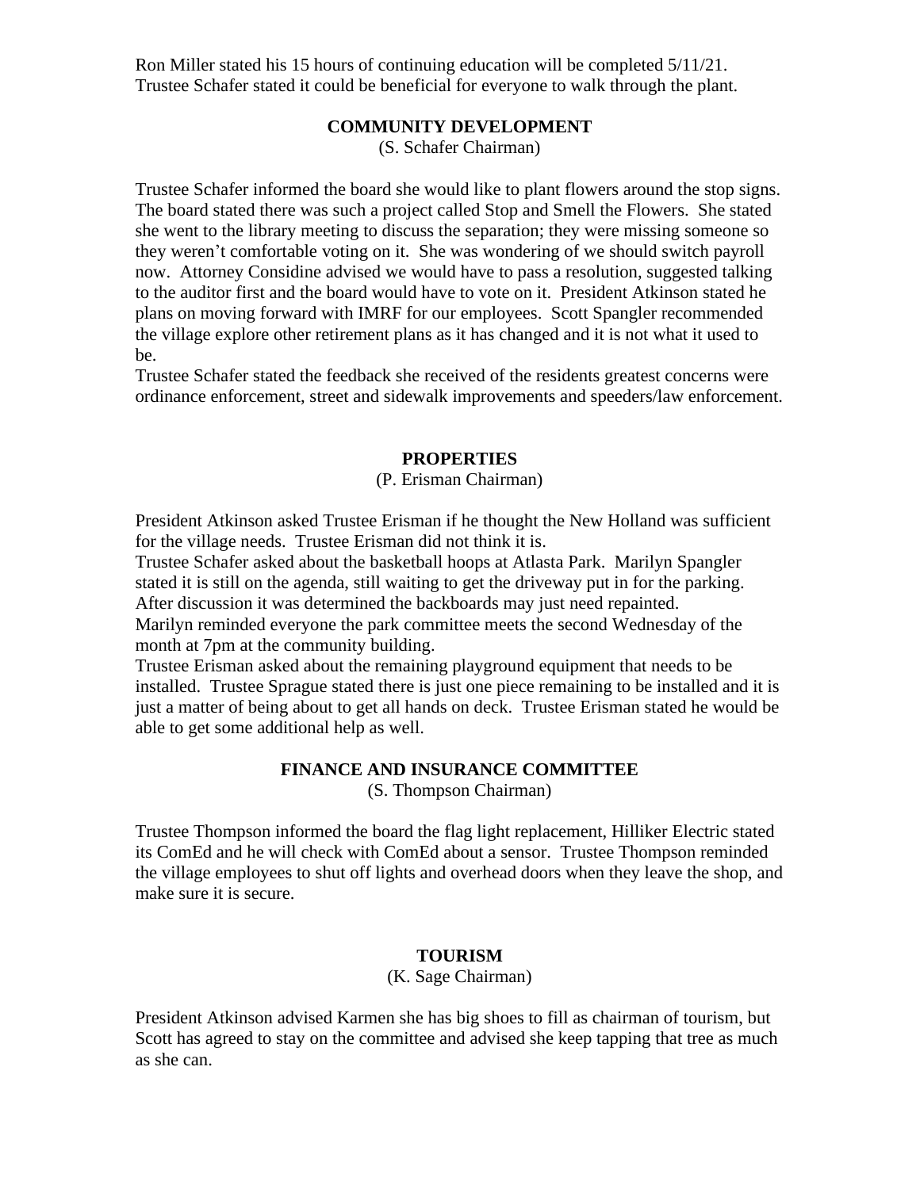Ron Miller stated his 15 hours of continuing education will be completed 5/11/21.
Trustee Schafer stated it could be beneficial for everyone to walk through the plant.

## COMMUNITY DEVELOPMENT

(S. Schafer Chairman)

Trustee Schafer informed the board she would like to plant flowers around the stop signs. The board stated there was such a project called Stop and Smell the Flowers. She stated she went to the library meeting to discuss the separation; they were missing someone so they weren't comfortable voting on it. She was wondering of we should switch payroll now. Attorney Considine advised we would have to pass a resolution, suggested talking to the auditor first and the board would have to vote on it. President Atkinson stated he plans on moving forward with IMRF for our employees. Scott Spangler recommended the village explore other retirement plans as it has changed and it is not what it used to be.
Trustee Schafer stated the feedback she received of the residents greatest concerns were ordinance enforcement, street and sidewalk improvements and speeders/law enforcement.

## PROPERTIES

(P. Erisman Chairman)

President Atkinson asked Trustee Erisman if he thought the New Holland was sufficient for the village needs. Trustee Erisman did not think it is.
Trustee Schafer asked about the basketball hoops at Atlasta Park. Marilyn Spangler stated it is still on the agenda, still waiting to get the driveway put in for the parking. After discussion it was determined the backboards may just need repainted.
Marilyn reminded everyone the park committee meets the second Wednesday of the month at 7pm at the community building.
Trustee Erisman asked about the remaining playground equipment that needs to be installed. Trustee Sprague stated there is just one piece remaining to be installed and it is just a matter of being about to get all hands on deck. Trustee Erisman stated he would be able to get some additional help as well.

## FINANCE AND INSURANCE COMMITTEE

(S. Thompson Chairman)

Trustee Thompson informed the board the flag light replacement, Hilliker Electric stated its ComEd and he will check with ComEd about a sensor. Trustee Thompson reminded the village employees to shut off lights and overhead doors when they leave the shop, and make sure it is secure.

## TOURISM

(K. Sage Chairman)

President Atkinson advised Karmen she has big shoes to fill as chairman of tourism, but Scott has agreed to stay on the committee and advised she keep tapping that tree as much as she can.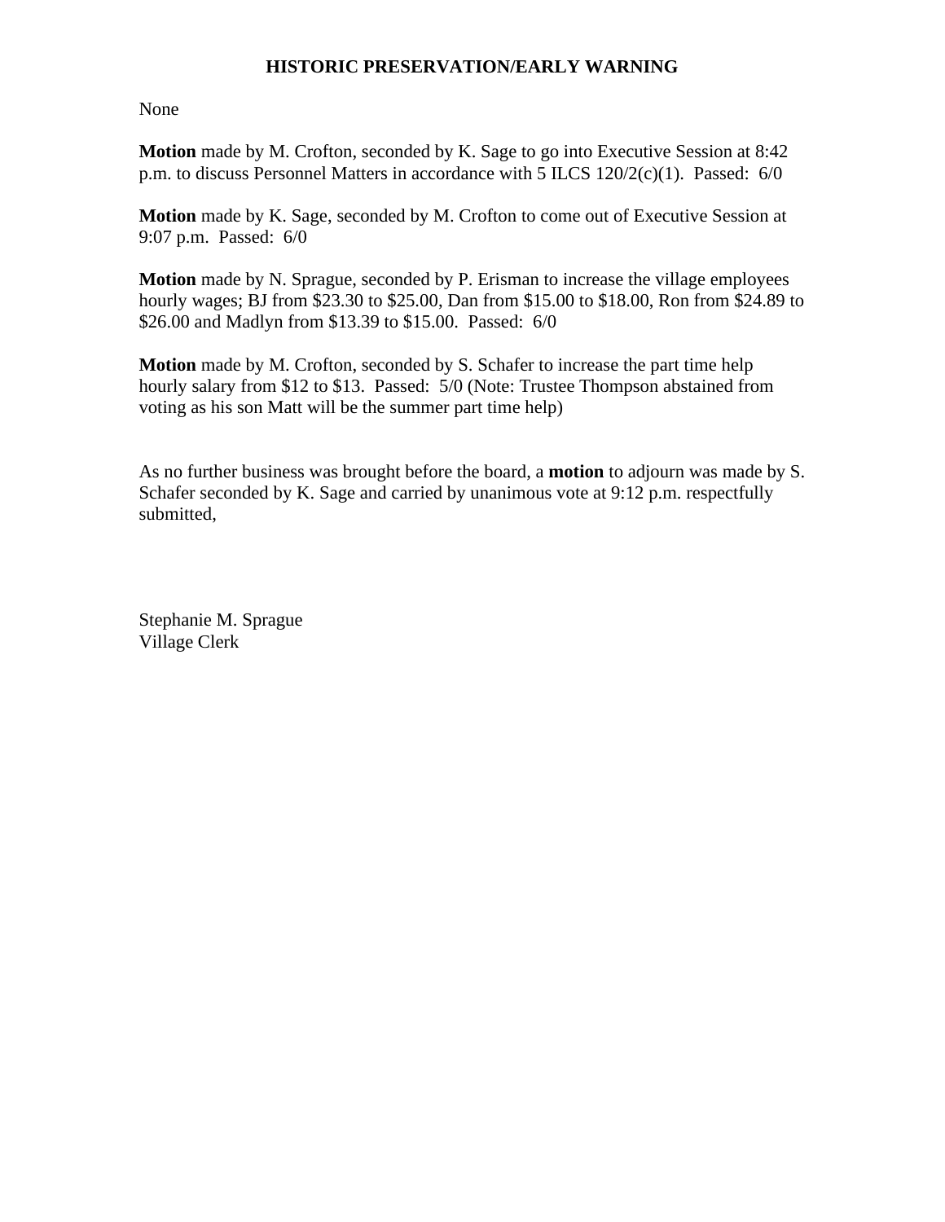## HISTORIC PRESERVATION/EARLY WARNING

None

**Motion** made by M. Crofton, seconded by K. Sage to go into Executive Session at 8:42 p.m. to discuss Personnel Matters in accordance with 5 ILCS 120/2(c)(1). Passed: 6/0

**Motion** made by K. Sage, seconded by M. Crofton to come out of Executive Session at 9:07 p.m. Passed: 6/0

**Motion** made by N. Sprague, seconded by P. Erisman to increase the village employees hourly wages; BJ from $23.30 to $25.00, Dan from $15.00 to $18.00, Ron from $24.89 to $26.00 and Madlyn from $13.39 to $15.00. Passed: 6/0

**Motion** made by M. Crofton, seconded by S. Schafer to increase the part time help hourly salary from $12 to $13. Passed: 5/0 (Note: Trustee Thompson abstained from voting as his son Matt will be the summer part time help)

As no further business was brought before the board, a **motion** to adjourn was made by S. Schafer seconded by K. Sage and carried by unanimous vote at 9:12 p.m. respectfully submitted,

Stephanie M. Sprague
Village Clerk